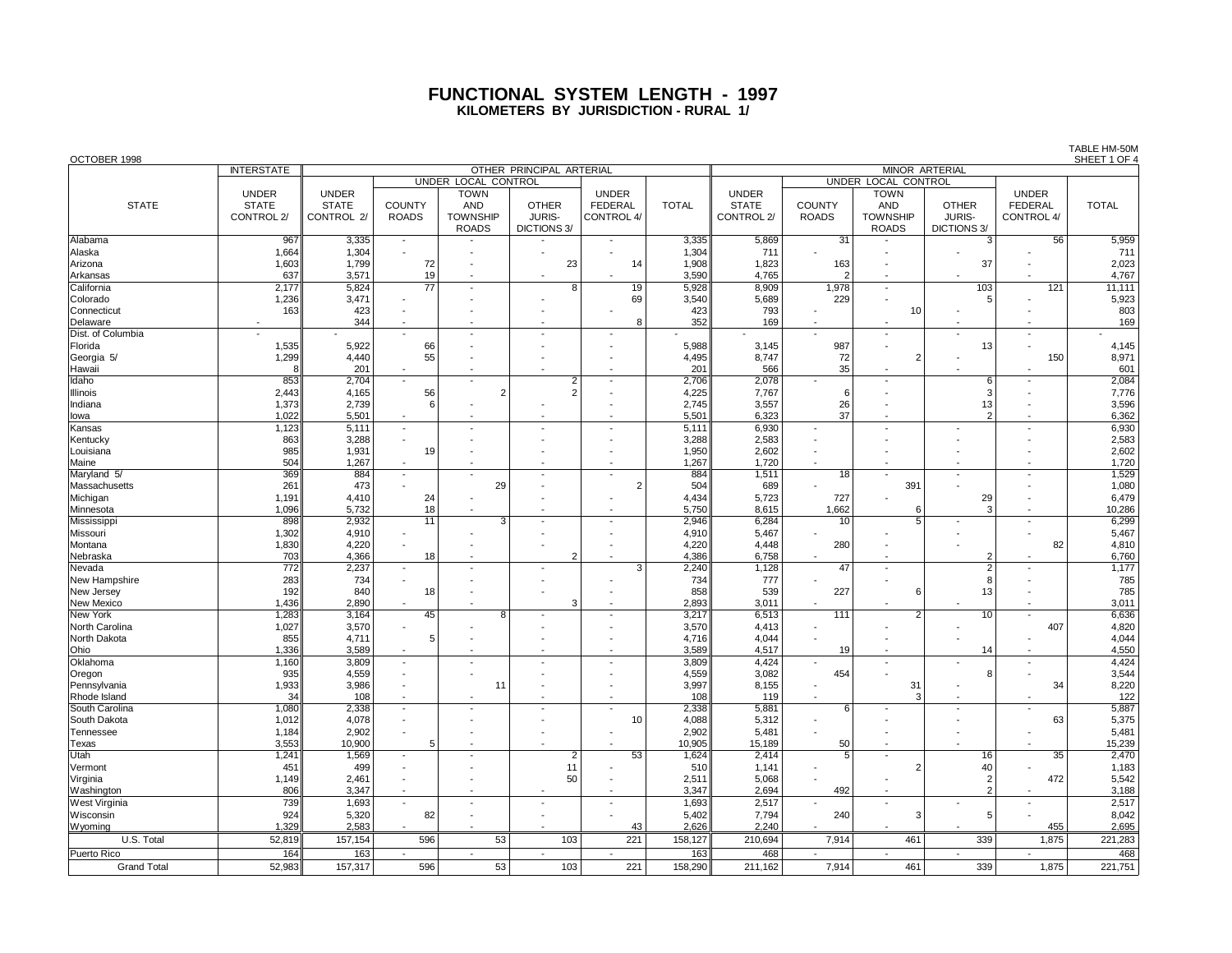# FUNCTIONAL SYSTEM LENGTH - 1997

## KILOMETERS BY JURISDICTION - RURAL 1/

OCTOBER 1998

TABLE HM-50M
SHEET 1 OF 4

| STATE | INTERSTATE | OTHER PRINCIPAL ARTERIAL | | | | | | MINOR ARTERIAL | | | | | |
|---|---|---|---|---|---|---|---|---|---|---|---|---|---|
| | | | UNDER LOCAL CONTROL | | | | | | UNDER LOCAL CONTROL | | | | |
| | UNDER STATE CONTROL 2/ | UNDER STATE CONTROL 2/ | COUNTY ROADS | TOWN AND TOWNSHIP ROADS | OTHER JURIS- DICTIONS 3/ | UNDER FEDERAL CONTROL 4/ | TOTAL | UNDER STATE CONTROL 2/ | COUNTY ROADS | TOWN AND TOWNSHIP ROADS | OTHER JURIS- DICTIONS 3/ | UNDER FEDERAL CONTROL 4/ | TOTAL |
| Alabama | 967 | 3,335 | - | - | - | - | 3,335 | 5,869 | 31 | - | 3 | 56 | 5,959 |
| Alaska | 1,664 | 1,304 | - | - | - | - | 1,304 | 711 | - | - | - | - | 711 |
| Arizona | 1,603 | 1,799 | 72 | - | 23 | 14 | 1,908 | 1,823 | 163 | - | 37 | - | 2,023 |
| Arkansas | 637 | 3,571 | 19 | - | - | - | 3,590 | 4,765 | 2 | - | - | - | 4,767 |
| California | 2,177 | 5,824 | 77 | - | 8 | 19 | 5,928 | 8,909 | 1,978 | - | 103 | 121 | 11,111 |
| Colorado | 1,236 | 3,471 | - | - | - | 69 | 3,540 | 5,689 | 229 | - | 5 | - | 5,923 |
| Connecticut | 163 | 423 | - | - | - | - | 423 | 793 | - | 10 | - | - | 803 |
| Delaware | - | 344 | - | - | - | 8 | 352 | 169 | - | - | - | - | 169 |
| Dist. of Columbia | - | - | - | - | - | - | - | - | - | - | - | - | - |
| Florida | 1,535 | 5,922 | 66 | - | - | - | 5,988 | 3,145 | 987 | - | 13 | - | 4,145 |
| Georgia 5/ | 1,299 | 4,440 | 55 | - | - | - | 4,495 | 8,747 | 72 | 2 | - | 150 | 8,971 |
| Hawaii | 8 | 201 | - | - | - | - | 201 | 566 | 35 | - | - | - | 601 |
| Idaho | 853 | 2,704 | - | - | 2 | - | 2,706 | 2,078 | - | - | 6 | - | 2,084 |
| Illinois | 2,443 | 4,165 | 56 | 2 | 2 | - | 4,225 | 7,767 | 6 | - | 3 | - | 7,776 |
| Indiana | 1,373 | 2,739 | 6 | - | - | - | 2,745 | 3,557 | 26 | - | 13 | - | 3,596 |
| Iowa | 1,022 | 5,501 | - | - | - | - | 5,501 | 6,323 | 37 | - | 2 | - | 6,362 |
| Kansas | 1,123 | 5,111 | - | - | - | - | 5,111 | 6,930 | - | - | - | - | 6,930 |
| Kentucky | 863 | 3,288 | - | - | - | - | 3,288 | 2,583 | - | - | - | - | 2,583 |
| Louisiana | 985 | 1,931 | 19 | - | - | - | 1,950 | 2,602 | - | - | - | - | 2,602 |
| Maine | 504 | 1,267 | - | - | - | - | 1,267 | 1,720 | - | - | - | - | 1,720 |
| Maryland 5/ | 369 | 884 | - | - | - | - | 884 | 1,511 | 18 | - | - | - | 1,529 |
| Massachusetts | 261 | 473 | - | 29 | - | 2 | 504 | 689 | - | 391 | - | - | 1,080 |
| Michigan | 1,191 | 4,410 | 24 | - | - | - | 4,434 | 5,723 | 727 | - | 29 | - | 6,479 |
| Minnesota | 1,096 | 5,732 | 18 | - | - | - | 5,750 | 8,615 | 1,662 | 6 | 3 | - | 10,286 |
| Mississippi | 898 | 2,932 | 11 | 3 | - | - | 2,946 | 6,284 | 10 | 5 | - | - | 6,299 |
| Missouri | 1,302 | 4,910 | - | - | - | - | 4,910 | 5,467 | - | - | - | - | 5,467 |
| Montana | 1,830 | 4,220 | - | - | - | - | 4,220 | 4,448 | 280 | - | - | 82 | 4,810 |
| Nebraska | 703 | 4,366 | 18 | - | 2 | - | 4,386 | 6,758 | - | - | 2 | - | 6,760 |
| Nevada | 772 | 2,237 | - | - | - | 3 | 2,240 | 1,128 | 47 | - | 2 | - | 1,177 |
| New Hampshire | 283 | 734 | - | - | - | - | 734 | 777 | - | - | 8 | - | 785 |
| New Jersey | 192 | 840 | 18 | - | - | - | 858 | 539 | 227 | 6 | 13 | - | 785 |
| New Mexico | 1,436 | 2,890 | - | - | 3 | - | 2,893 | 3,011 | - | - | - | - | 3,011 |
| New York | 1,283 | 3,164 | 45 | 8 | - | - | 3,217 | 6,513 | 111 | 2 | 10 | - | 6,636 |
| North Carolina | 1,027 | 3,570 | - | - | - | - | 3,570 | 4,413 | - | - | - | 407 | 4,820 |
| North Dakota | 855 | 4,711 | 5 | - | - | - | 4,716 | 4,044 | - | - | - | - | 4,044 |
| Ohio | 1,336 | 3,589 | - | - | - | - | 3,589 | 4,517 | 19 | - | 14 | - | 4,550 |
| Oklahoma | 1,160 | 3,809 | - | - | - | - | 3,809 | 4,424 | - | - | - | - | 4,424 |
| Oregon | 935 | 4,559 | - | - | - | - | 4,559 | 3,082 | 454 | - | 8 | - | 3,544 |
| Pennsylvania | 1,933 | 3,986 | - | 11 | - | - | 3,997 | 8,155 | - | 31 | - | 34 | 8,220 |
| Rhode Island | 34 | 108 | - | - | - | - | 108 | 119 | - | 3 | - | - | 122 |
| South Carolina | 1,080 | 2,338 | - | - | - | - | 2,338 | 5,881 | 6 | - | - | - | 5,887 |
| South Dakota | 1,012 | 4,078 | - | - | - | 10 | 4,088 | 5,312 | - | - | - | 63 | 5,375 |
| Tennessee | 1,184 | 2,902 | - | - | - | - | 2,902 | 5,481 | - | - | - | - | 5,481 |
| Texas | 3,553 | 10,900 | 5 | - | - | - | 10,905 | 15,189 | 50 | - | - | - | 15,239 |
| Utah | 1,241 | 1,569 | - | - | 2 | 53 | 1,624 | 2,414 | 5 | - | 16 | 35 | 2,470 |
| Vermont | 451 | 499 | - | - | 11 | - | 510 | 1,141 | - | 2 | 40 | - | 1,183 |
| Virginia | 1,149 | 2,461 | - | - | 50 | - | 2,511 | 5,068 | - | - | 2 | 472 | 5,542 |
| Washington | 806 | 3,347 | - | - | - | - | 3,347 | 2,694 | 492 | - | 2 | - | 3,188 |
| West Virginia | 739 | 1,693 | - | - | - | - | 1,693 | 2,517 | - | - | - | - | 2,517 |
| Wisconsin | 924 | 5,320 | 82 | - | - | - | 5,402 | 7,794 | 240 | 3 | 5 | - | 8,042 |
| Wyoming | 1,329 | 2,583 | - | - | - | 43 | 2,626 | 2,240 | - | - | - | 455 | 2,695 |
| U.S. Total | 52,819 | 157,154 | 596 | 53 | 103 | 221 | 158,127 | 210,694 | 7,914 | 461 | 339 | 1,875 | 221,283 |
| Puerto Rico | 164 | 163 | - | - | - | - | 163 | 468 | - | - | - | - | 468 |
| Grand Total | 52,983 | 157,317 | 596 | 53 | 103 | 221 | 158,290 | 211,162 | 7,914 | 461 | 339 | 1,875 | 221,751 |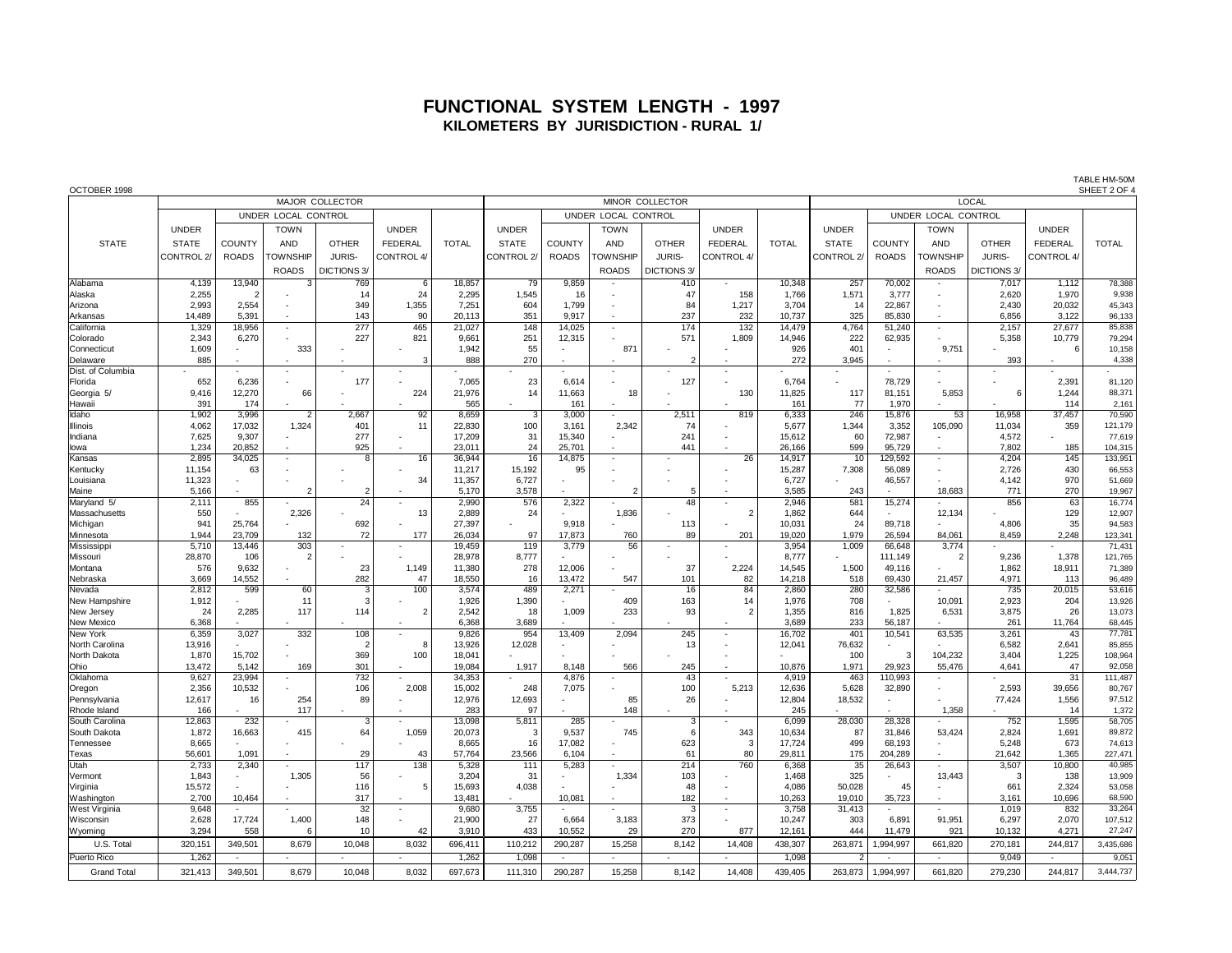# FUNCTIONAL SYSTEM LENGTH - 1997

## KILOMETERS BY JURISDICTION - RURAL 1/

OCTOBER 1998

TABLE HM-50M
SHEET 2 OF 4

| STATE | MAJOR COLLECTOR | | | | | | MINOR COLLECTOR | | | | | | LOCAL | | | | | |
|---|---|---|---|---|---|---|---|---|---|---|---|---|---|---|---|---|---|---|
| | UNDER STATE CONTROL 2/ | UNDER LOCAL CONTROL | | | UNDER FEDERAL CONTROL 4/ | TOTAL | UNDER STATE CONTROL 2/ | UNDER LOCAL CONTROL | | | UNDER FEDERAL CONTROL 4/ | TOTAL | UNDER STATE CONTROL 2/ | UNDER LOCAL CONTROL | | | UNDER FEDERAL CONTROL 4/ | TOTAL |
| | | COUNTY ROADS | TOWN AND TOWNSHIP ROADS | OTHER JURIS-DICTIONS 3/ | | | | COUNTY ROADS | TOWN AND TOWNSHIP ROADS | OTHER JURIS-DICTIONS 3/ | | | | COUNTY ROADS | TOWN AND TOWNSHIP ROADS | OTHER JURIS-DICTIONS 3/ | | |
| Alabama | 4,139 | 13,940 | 3 | 769 | 6 | 18,857 | 79 | 9,859 | - | 410 | - | 10,348 | 257 | 70,002 | - | 7,017 | 1,112 | 78,388 |
| Alaska | 2,255 | 2 | - | 14 | 24 | 2,295 | 1,545 | 16 | - | 47 | 158 | 1,766 | 1,571 | 3,777 | - | 2,620 | 1,970 | 9,938 |
| Arizona | 2,993 | 2,554 | - | 349 | 1,355 | 7,251 | 604 | 1,799 | - | 84 | 1,217 | 3,704 | 14 | 22,867 | - | 2,430 | 20,032 | 45,343 |
| Arkansas | 14,489 | 5,391 | - | 143 | 90 | 20,113 | 351 | 9,917 | - | 237 | 232 | 10,737 | 325 | 85,830 | - | 6,856 | 3,122 | 96,133 |
| California | 1,329 | 18,956 | - | 277 | 465 | 21,027 | 148 | 14,025 | - | 174 | 132 | 14,479 | 4,764 | 51,240 | - | 2,157 | 27,677 | 85,838 |
| Colorado | 2,343 | 6,270 | - | 227 | 821 | 9,661 | 251 | 12,315 | - | 571 | 1,809 | 14,946 | 222 | 62,935 | - | 5,358 | 10,779 | 79,294 |
| Connecticut | 1,609 | - | 333 | - | - | 1,942 | 55 | - | 871 | - | - | 926 | 401 | - | 9,751 | - | 6 | 10,158 |
| Delaware | 885 | - | - | - | 3 | 888 | 270 | - | - | 2 | - | 272 | 3,945 | - | - | 393 | - | 4,338 |
| Dist. of Columbia | - | - | - | - | - | - | - | - | - | - | - | - | - | - | - | - | - | - |
| Florida | 652 | 6,236 | - | 177 | - | 7,065 | 23 | 6,614 | - | 127 | - | 6,764 | - | 78,729 | - | - | 2,391 | 81,120 |
| Georgia 5/ | 9,416 | 12,270 | 66 | - | 224 | 21,976 | 14 | 11,663 | 18 | - | 130 | 11,825 | 117 | 81,151 | 5,853 | 6 | 1,244 | 88,371 |
| Hawaii | 391 | 174 | - | - | - | 565 | - | 161 | - | - | - | 161 | 77 | 1,970 | - | - | 114 | 2,161 |
| Idaho | 1,902 | 3,996 | 2 | 2,667 | 92 | 8,659 | 3 | 3,000 | - | 2,511 | 819 | 6,333 | 246 | 15,876 | 53 | 16,958 | 37,457 | 70,590 |
| Illinois | 4,062 | 17,032 | 1,324 | 401 | 11 | 22,830 | 100 | 3,161 | 2,342 | 74 | - | 5,677 | 1,344 | 3,352 | 105,090 | 11,034 | 359 | 121,179 |
| Indiana | 7,625 | 9,307 | - | 277 | - | 17,209 | 31 | 15,340 | - | 241 | - | 15,612 | 60 | 72,987 | - | 4,572 | - | 77,619 |
| Iowa | 1,234 | 20,852 | - | 925 | - | 23,011 | 24 | 25,701 | - | 441 | - | 26,166 | 599 | 95,729 | - | 7,802 | 185 | 104,315 |
| Kansas | 2,895 | 34,025 | - | 8 | 16 | 36,944 | 16 | 14,875 | - | - | 26 | 14,917 | 10 | 129,592 | - | 4,204 | 145 | 133,951 |
| Kentucky | 11,154 | 63 | - | - | - | 11,217 | 15,192 | 95 | - | - | - | 15,287 | 7,308 | 56,089 | - | 2,726 | 430 | 66,553 |
| Louisiana | 11,323 | - | - | - | 34 | 11,357 | 6,727 | - | - | - | - | 6,727 | - | 46,557 | - | 4,142 | 970 | 51,669 |
| Maine | 5,166 | - | 2 | 2 | - | 5,170 | 3,578 | - | 2 | 5 | - | 3,585 | 243 | - | 18,683 | 771 | 270 | 19,967 |
| Maryland 5/ | 2,111 | 855 | - | 24 | - | 2,990 | 576 | 2,322 | - | 48 | - | 2,946 | 581 | 15,274 | - | 856 | 63 | 16,774 |
| Massachusetts | 550 | - | 2,326 | - | 13 | 2,889 | 24 | - | 1,836 | - | 2 | 1,862 | 644 | - | 12,134 | - | 129 | 12,907 |
| Michigan | 941 | 25,764 | - | 692 | - | 27,397 | - | 9,918 | - | 113 | - | 10,031 | 24 | 89,718 | - | 4,806 | 35 | 94,583 |
| Minnesota | 1,944 | 23,709 | 132 | 72 | 177 | 26,034 | 97 | 17,873 | 760 | 89 | 201 | 19,020 | 1,979 | 26,594 | 84,061 | 8,459 | 2,248 | 123,341 |
| Mississippi | 5,710 | 13,446 | 303 | - | - | 19,459 | 119 | 3,779 | 56 | - | - | 3,954 | 1,009 | 66,648 | 3,774 | - | - | 71,431 |
| Missouri | 28,870 | 106 | 2 | - | - | 28,978 | 8,777 | - | - | - | - | 8,777 | - | 111,149 | 2 | 9,236 | 1,378 | 121,765 |
| Montana | 576 | 9,632 | - | 23 | 1,149 | 11,380 | 278 | 12,006 | - | 37 | 2,224 | 14,545 | 1,500 | 49,116 | - | 1,862 | 18,911 | 71,389 |
| Nebraska | 3,669 | 14,552 | - | 282 | 47 | 18,550 | 16 | 13,472 | 547 | 101 | 82 | 14,218 | 518 | 69,430 | 21,457 | 4,971 | 113 | 96,489 |
| Nevada | 2,812 | 599 | 60 | 3 | 100 | 3,574 | 489 | 2,271 | - | 16 | 84 | 2,860 | 280 | 32,586 | - | 735 | 20,015 | 53,616 |
| New Hampshire | 1,912 | - | 11 | 3 | - | 1,926 | 1,390 | - | 409 | 163 | 14 | 1,976 | 708 | - | 10,091 | 2,923 | 204 | 13,926 |
| New Jersey | 24 | 2,285 | 117 | 114 | 2 | 2,542 | 18 | 1,009 | 233 | 93 | 2 | 1,355 | 816 | 1,825 | 6,531 | 3,875 | 26 | 13,073 |
| New Mexico | 6,368 | - | - | - | - | 6,368 | 3,689 | - | - | - | - | 3,689 | 233 | 56,187 | - | 261 | 11,764 | 68,445 |
| New York | 6,359 | 3,027 | 332 | 108 | - | 9,826 | 954 | 13,409 | 2,094 | 245 | - | 16,702 | 401 | 10,541 | 63,535 | 3,261 | 43 | 77,781 |
| North Carolina | 13,916 | - | - | 2 | 8 | 13,926 | 12,028 | - | - | 13 | - | 12,041 | 76,632 | - | - | 6,582 | 2,641 | 85,855 |
| North Dakota | 1,870 | 15,702 | - | 369 | 100 | 18,041 | - | - | - | - | - | - | 100 | 3 | 104,232 | 3,404 | 1,225 | 108,964 |
| Ohio | 13,472 | 5,142 | 169 | 301 | - | 19,084 | 1,917 | 8,148 | 566 | 245 | - | 10,876 | 1,971 | 29,923 | 55,476 | 4,641 | 47 | 92,058 |
| Oklahoma | 9,627 | 23,994 | - | 732 | - | 34,353 | - | 4,876 | - | 43 | - | 4,919 | 463 | 110,993 | - | - | 31 | 111,487 |
| Oregon | 2,356 | 10,532 | - | 106 | 2,008 | 15,002 | 248 | 7,075 | - | 100 | 5,213 | 12,636 | 5,628 | 32,890 | - | 2,593 | 39,656 | 80,767 |
| Pennsylvania | 12,617 | 16 | 254 | 89 | - | 12,976 | 12,693 | - | 85 | 26 | - | 12,804 | 18,532 | - | - | 77,424 | 1,556 | 97,512 |
| Rhode Island | 166 | - | 117 | - | - | 283 | 97 | - | 148 | - | - | 245 | - | - | 1,358 | - | 14 | 1,372 |
| South Carolina | 12,863 | 232 | - | 3 | - | 13,098 | 5,811 | 285 | - | 3 | - | 6,099 | 28,030 | 28,328 | - | 752 | 1,595 | 58,705 |
| South Dakota | 1,872 | 16,663 | 415 | 64 | 1,059 | 20,073 | 3 | 9,537 | 745 | 6 | 343 | 10,634 | 87 | 31,846 | 53,424 | 2,824 | 1,691 | 89,872 |
| Tennessee | 8,665 | - | - | - | - | 8,665 | 16 | 17,082 | - | 623 | 3 | 17,724 | 499 | 68,193 | - | 5,248 | 673 | 74,613 |
| Texas | 56,601 | 1,091 | - | 29 | 43 | 57,764 | 23,566 | 6,104 | - | 61 | 80 | 29,811 | 175 | 204,289 | - | 21,642 | 1,365 | 227,471 |
| Utah | 2,733 | 2,340 | - | 117 | 138 | 5,328 | 111 | 5,283 | - | 214 | 760 | 6,368 | 35 | 26,643 | - | 3,507 | 10,800 | 40,985 |
| Vermont | 1,843 | - | 1,305 | 56 | - | 3,204 | 31 | - | 1,334 | 103 | - | 1,468 | 325 | - | 13,443 | 3 | 138 | 13,909 |
| Virginia | 15,572 | - | - | 116 | 5 | 15,693 | 4,038 | - | - | 48 | - | 4,086 | 50,028 | 45 | - | 661 | 2,324 | 53,058 |
| Washington | 2,700 | 10,464 | - | 317 | - | 13,481 | - | 10,081 | - | 182 | - | 10,263 | 19,010 | 35,723 | - | 3,161 | 10,696 | 68,590 |
| West Virginia | 9,648 | - | - | 32 | - | 9,680 | 3,755 | - | - | 3 | - | 3,758 | 31,413 | - | - | 1,019 | 832 | 33,264 |
| Wisconsin | 2,628 | 17,724 | 1,400 | 148 | - | 21,900 | 27 | 6,664 | 3,183 | 373 | - | 10,247 | 303 | 6,891 | 91,951 | 6,297 | 2,070 | 107,512 |
| Wyoming | 3,294 | 558 | 6 | 10 | 42 | 3,910 | 433 | 10,552 | 29 | 270 | 877 | 12,161 | 444 | 11,479 | 921 | 10,132 | 4,271 | 27,247 |
| U.S. Total | 320,151 | 349,501 | 8,679 | 10,048 | 8,032 | 696,411 | 110,212 | 290,287 | 15,258 | 8,142 | 14,408 | 438,307 | 263,871 | 1,994,997 | 661,820 | 270,181 | 244,817 | 3,435,686 |
| Puerto Rico | 1,262 | - | - | - | - | 1,262 | 1,098 | - | - | - | - | 1,098 | 2 | - | - | 9,049 | - | 9,051 |
| Grand Total | 321,413 | 349,501 | 8,679 | 10,048 | 8,032 | 697,673 | 111,310 | 290,287 | 15,258 | 8,142 | 14,408 | 439,405 | 263,873 | 1,994,997 | 661,820 | 279,230 | 244,817 | 3,444,737 |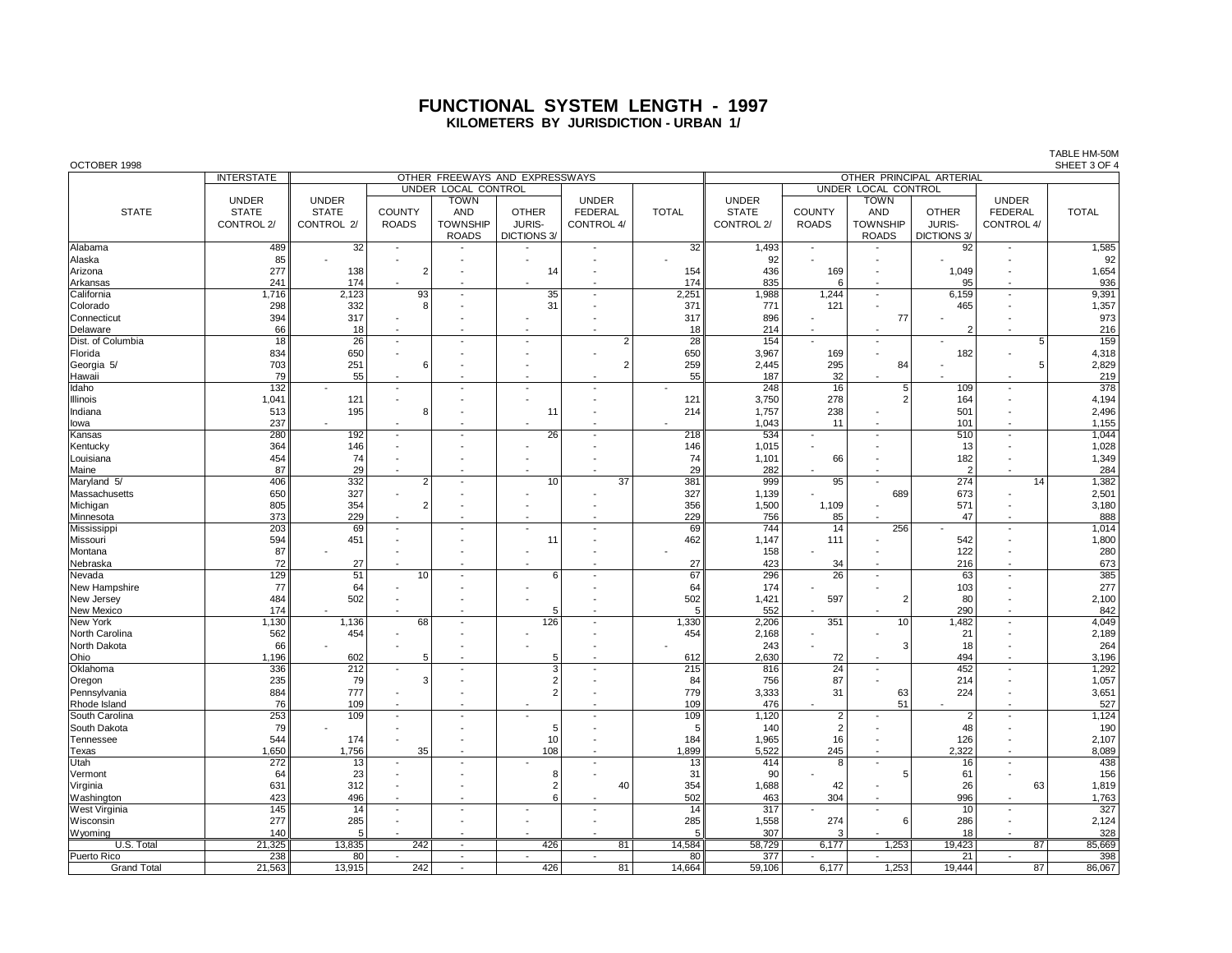# FUNCTIONAL SYSTEM LENGTH - 1997

## KILOMETERS BY JURISDICTION - URBAN 1/

OCTOBER 1998

TABLE HM-50M
SHEET 3 OF 4

| STATE | INTERSTATE | OTHER FREEWAYS AND EXPRESSWAYS | | | | | | | OTHER PRINCIPAL ARTERIAL | | | | | | |
|---|---|---|---|---|---|---|---|---|---|---|---|---|---|---|---|
| | | | UNDER LOCAL CONTROL | | | | | | | UNDER LOCAL CONTROL | | | | | |
| | UNDER STATE CONTROL 2/ | UNDER STATE CONTROL 2/ | COUNTY ROADS | TOWN AND TOWNSHIP ROADS | OTHER JURIS-DICTIONS 3/ | UNDER FEDERAL CONTROL 4/ | TOTAL | UNDER STATE CONTROL 2/ | COUNTY ROADS | TOWN AND TOWNSHIP ROADS | OTHER JURIS-DICTIONS 3/ | UNDER FEDERAL CONTROL 4/ | TOTAL |
| Alabama | 489 | 32 | - | - | - | - | 32 | 1,493 | - | - | 92 | - | 1,585 |
| Alaska | 85 | - | - | - | - | - | - | 92 | - | - | - | - | 92 |
| Arizona | 277 | 138 | 2 | - | 14 | - | 154 | 436 | 169 | - | 1,049 | - | 1,654 |
| Arkansas | 241 | 174 | - | - | - | - | 174 | 835 | 6 | - | 95 | - | 936 |
| California | 1,716 | 2,123 | 93 | - | 35 | - | 2,251 | 1,988 | 1,244 | - | 6,159 | - | 9,391 |
| Colorado | 298 | 332 | 8 | - | 31 | - | 371 | 771 | 121 | - | 465 | - | 1,357 |
| Connecticut | 394 | 317 | - | - | - | - | 317 | 896 | - | 77 | - | - | 973 |
| Delaware | 66 | 18 | - | - | - | - | 18 | 214 | - | - | 2 | - | 216 |
| Dist. of Columbia | 18 | 26 | - | - | - | 2 | 28 | 154 | - | - | - | 5 | 159 |
| Florida | 834 | 650 | - | - | - | - | 650 | 3,967 | 169 | - | 182 | - | 4,318 |
| Georgia 5/ | 703 | 251 | 6 | - | - | 2 | 259 | 2,445 | 295 | 84 | - | 5 | 2,829 |
| Hawaii | 79 | 55 | - | - | - | - | 55 | 187 | 32 | - | - | - | 219 |
| Idaho | 132 | - | - | - | - | - | - | 248 | 16 | 5 | 109 | - | 378 |
| Illinois | 1,041 | 121 | - | - | - | - | 121 | 3,750 | 278 | 2 | 164 | - | 4,194 |
| Indiana | 513 | 195 | 8 | - | 11 | - | 214 | 1,757 | 238 | - | 501 | - | 2,496 |
| Iowa | 237 | - | - | - | - | - | - | 1,043 | 11 | - | 101 | - | 1,155 |
| Kansas | 280 | 192 | - | - | 26 | - | 218 | 534 | - | - | 510 | - | 1,044 |
| Kentucky | 364 | 146 | - | - | - | - | 146 | 1,015 | - | - | 13 | - | 1,028 |
| Louisiana | 454 | 74 | - | - | - | - | 74 | 1,101 | 66 | - | 182 | - | 1,349 |
| Maine | 87 | 29 | - | - | - | - | 29 | 282 | - | - | 2 | - | 284 |
| Maryland 5/ | 406 | 332 | 2 | - | 10 | 37 | 381 | 999 | 95 | - | 274 | 14 | 1,382 |
| Massachusetts | 650 | 327 | - | - | - | - | 327 | 1,139 | - | 689 | 673 | - | 2,501 |
| Michigan | 805 | 354 | 2 | - | - | - | 356 | 1,500 | 1,109 | - | 571 | - | 3,180 |
| Minnesota | 373 | 229 | - | - | - | - | 229 | 756 | 85 | - | 47 | - | 888 |
| Mississippi | 203 | 69 | - | - | - | - | 69 | 744 | 14 | 256 | - | - | 1,014 |
| Missouri | 594 | 451 | - | - | 11 | - | 462 | 1,147 | 111 | - | 542 | - | 1,800 |
| Montana | 87 | - | - | - | - | - | - | 158 | - | - | 122 | - | 280 |
| Nebraska | 72 | 27 | - | - | - | - | 27 | 423 | 34 | - | 216 | - | 673 |
| Nevada | 129 | 51 | 10 | - | 6 | - | 67 | 296 | 26 | - | 63 | - | 385 |
| New Hampshire | 77 | 64 | - | - | - | - | 64 | 174 | - | - | 103 | - | 277 |
| New Jersey | 484 | 502 | - | - | - | - | 502 | 1,421 | 597 | 2 | 80 | - | 2,100 |
| New Mexico | 174 | - | - | - | 5 | - | 5 | 552 | - | - | 290 | - | 842 |
| New York | 1,130 | 1,136 | 68 | - | 126 | - | 1,330 | 2,206 | 351 | 10 | 1,482 | - | 4,049 |
| North Carolina | 562 | 454 | - | - | - | - | 454 | 2,168 | - | - | 21 | - | 2,189 |
| North Dakota | 66 | - | - | - | - | - | - | 243 | - | 3 | 18 | - | 264 |
| Ohio | 1,196 | 602 | 5 | - | 5 | - | 612 | 2,630 | 72 | - | 494 | - | 3,196 |
| Oklahoma | 336 | 212 | - | - | 3 | - | 215 | 816 | 24 | - | 452 | - | 1,292 |
| Oregon | 235 | 79 | 3 | - | 2 | - | 84 | 756 | 87 | - | 214 | - | 1,057 |
| Pennsylvania | 884 | 777 | - | - | 2 | - | 779 | 3,333 | 31 | 63 | 224 | - | 3,651 |
| Rhode Island | 76 | 109 | - | - | - | - | 109 | 476 | - | 51 | - | - | 527 |
| South Carolina | 253 | 109 | - | - | - | - | 109 | 1,120 | 2 | - | 2 | - | 1,124 |
| South Dakota | 79 | - | - | - | 5 | - | 5 | 140 | 2 | - | 48 | - | 190 |
| Tennessee | 544 | 174 | - | - | 10 | - | 184 | 1,965 | 16 | - | 126 | - | 2,107 |
| Texas | 1,650 | 1,756 | 35 | - | 108 | - | 1,899 | 5,522 | 245 | - | 2,322 | - | 8,089 |
| Utah | 272 | 13 | - | - | - | - | 13 | 414 | 8 | - | 16 | - | 438 |
| Vermont | 64 | 23 | - | - | 8 | - | 31 | 90 | - | 5 | 61 | - | 156 |
| Virginia | 631 | 312 | - | - | 2 | 40 | 354 | 1,688 | 42 | - | 26 | 63 | 1,819 |
| Washington | 423 | 496 | - | - | 6 | - | 502 | 463 | 304 | - | 996 | - | 1,763 |
| West Virginia | 145 | 14 | - | - | - | - | 14 | 317 | - | - | 10 | - | 327 |
| Wisconsin | 277 | 285 | - | - | - | - | 285 | 1,558 | 274 | 6 | 286 | - | 2,124 |
| Wyoming | 140 | 5 | - | - | - | - | 5 | 307 | 3 | - | 18 | - | 328 |
| U.S. Total | 21,325 | 13,835 | 242 | - | 426 | 81 | 14,584 | 58,729 | 6,177 | 1,253 | 19,423 | 87 | 85,669 |
| Puerto Rico | 238 | 80 | - | - | - | - | 80 | 377 | - | - | 21 | - | 398 |
| Grand Total | 21,563 | 13,915 | 242 | - | 426 | 81 | 14,664 | 59,106 | 6,177 | 1,253 | 19,444 | 87 | 86,067 |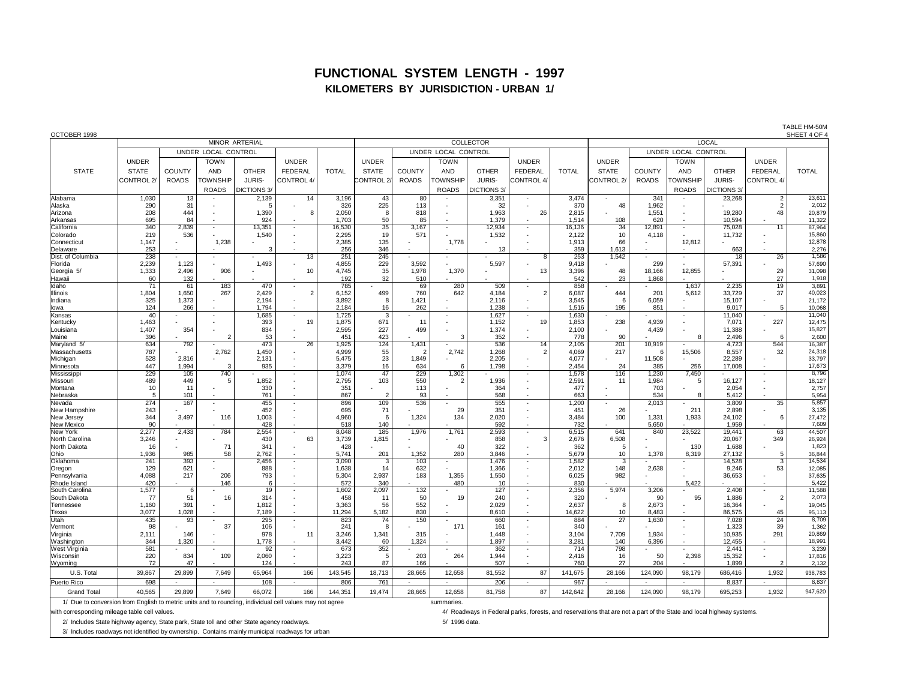# FUNCTIONAL SYSTEM LENGTH - 1997

## KILOMETERS BY JURISDICTION - URBAN 1/

OCTOBER 1998

TABLE HM-50M
SHEET 4 OF 4

| STATE | MINOR ARTERIAL | | | | | | COLLECTOR | | | | | | LOCAL | | | | | |
|---|---|---|---|---|---|---|---|---|---|---|---|---|---|---|---|---|---|---|
| | UNDER STATE CONTROL 2/ | UNDER LOCAL CONTROL | | | UNDER FEDERAL CONTROL 4/ | TOTAL | UNDER STATE CONTROL 2/ | UNDER LOCAL CONTROL | | | UNDER FEDERAL CONTROL 4/ | TOTAL | UNDER STATE CONTROL 2/ | UNDER LOCAL CONTROL | | | UNDER FEDERAL CONTROL 4/ | TOTAL |
| | | COUNTY ROADS | TOWN AND TOWNSHIP ROADS | OTHER JURIS-DICTIONS 3/ | | | | COUNTY ROADS | TOWN AND TOWNSHIP ROADS | OTHER JURIS-DICTIONS 3/ | | | | COUNTY ROADS | TOWN AND TOWNSHIP ROADS | OTHER JURIS-DICTIONS 3/ | | |
| Alabama | 1,030 | 13 | - | 2,139 | 14 | 3,196 | 43 | 80 | - | 3,351 | - | 3,474 | - | 341 | - | 23,268 | 2 | 23,611 |
| Alaska | 290 | 31 | - | 5 | - | 326 | 225 | 113 | - | 32 | - | 370 | 48 | 1,962 | - | - | 2 | 2,012 |
| Arizona | 208 | 444 | - | 1,390 | 8 | 2,050 | 8 | 818 | - | 1,963 | 26 | 2,815 | - | 1,551 | - | 19,280 | 48 | 20,879 |
| Arkansas | 695 | 84 | - | 924 | - | 1,703 | 50 | 85 | - | 1,379 | - | 1,514 | 108 | 620 | - | 10,594 | - | 11,322 |
| California | 340 | 2,839 | - | 13,351 | - | 16,530 | 35 | 3,167 | - | 12,934 | - | 16,136 | 34 | 12,891 | - | 75,028 | 11 | 87,964 |
| Colorado | 219 | 536 | - | 1,540 | - | 2,295 | 19 | 571 | - | 1,532 | - | 2,122 | 10 | 4,118 | - | 11,732 | - | 15,860 |
| Connecticut | 1,147 | - | 1,238 | - | - | 2,385 | 135 | - | 1,778 | - | - | 1,913 | 66 | - | 12,812 | - | - | 12,878 |
| Delaware | 253 | - | - | 3 | - | 256 | 346 | - | - | 13 | - | 359 | 1,613 | - | - | 663 | - | 2,276 |
| Dist. of Columbia | 238 | - | - | - | 13 | 251 | 245 | - | - | - | 8 | 253 | 1,542 | - | - | 18 | 26 | 1,586 |
| Florida | 2,239 | 1,123 | - | 1,493 | - | 4,855 | 229 | 3,592 | - | 5,597 | - | 9,418 | - | 299 | - | 57,391 | - | 57,690 |
| Georgia 5/ | 1,333 | 2,496 | 906 | - | 10 | 4,745 | 35 | 1,978 | 1,370 | - | 13 | 3,396 | 48 | 18,166 | 12,855 | - | 29 | 31,098 |
| Hawaii | 60 | 132 | - | - | - | 192 | 32 | 510 | - | - | - | 542 | 23 | 1,868 | - | - | 27 | 1,918 |
| Idaho | 71 | 61 | 183 | 470 | - | 785 | - | 69 | 280 | 509 | - | 858 | - | - | 1,637 | 2,235 | 19 | 3,891 |
| Illinois | 1,804 | 1,650 | 267 | 2,429 | 2 | 6,152 | 499 | 760 | 642 | 4,184 | 2 | 6,087 | 444 | 201 | 5,612 | 33,729 | 37 | 40,023 |
| Indiana | 325 | 1,373 | - | 2,194 | - | 3,892 | 8 | 1,421 | - | 2,116 | - | 3,545 | 6 | 6,059 | - | 15,107 | - | 21,172 |
| Iowa | 124 | 266 | - | 1,794 | - | 2,184 | 16 | 262 | - | 1,238 | - | 1,516 | 195 | 851 | - | 9,017 | 5 | 10,068 |
| Kansas | 40 | - | - | 1,685 | - | 1,725 | 3 | - | - | 1,627 | - | 1,630 | - | - | - | 11,040 | - | 11,040 |
| Kentucky | 1,463 | - | - | 393 | 19 | 1,875 | 671 | 11 | - | 1,152 | 19 | 1,853 | 238 | 4,939 | - | 7,071 | 227 | 12,475 |
| Louisiana | 1,407 | 354 | - | 834 | - | 2,595 | 227 | 499 | - | 1,374 | - | 2,100 | - | 4,439 | - | 11,388 | - | 15,827 |
| Maine | 396 | - | 2 | 53 | - | 451 | 423 | - | 3 | 352 | - | 778 | 90 | - | 8 | 2,496 | 6 | 2,600 |
| Maryland 5/ | 634 | 792 | - | 473 | 26 | 1,925 | 124 | 1,431 | - | 536 | 14 | 2,105 | 201 | 10,919 | - | 4,723 | 544 | 16,387 |
| Massachusetts | 787 | - | 2,762 | 1,450 | - | 4,999 | 55 | 2 | 2,742 | 1,268 | 2 | 4,069 | 217 | 6 | 15,506 | 8,557 | 32 | 24,318 |
| Michigan | 528 | 2,816 | - | 2,131 | - | 5,475 | 23 | 1,849 | - | 2,205 | - | 4,077 | - | 11,508 | - | 22,289 | - | 33,797 |
| Minnesota | 447 | 1,994 | 3 | 935 | - | 3,379 | 16 | 634 | 6 | 1,798 | - | 2,454 | 24 | 385 | 256 | 17,008 | - | 17,673 |
| Mississippi | 229 | 105 | 740 | - | - | 1,074 | 47 | 229 | 1,302 | - | - | 1,578 | 116 | 1,230 | 7,450 | - | - | 8,796 |
| Missouri | 489 | 449 | 5 | 1,852 | - | 2,795 | 103 | 550 | 2 | 1,936 | - | 2,591 | 11 | 1,984 | 5 | 16,127 | - | 18,127 |
| Montana | 10 | 11 | - | 330 | - | 351 | - | 113 | - | 364 | - | 477 | - | 703 | - | 2,054 | - | 2,757 |
| Nebraska | 5 | 101 | - | 761 | - | 867 | 2 | 93 | - | 568 | - | 663 | - | 534 | 8 | 5,412 | - | 5,954 |
| Nevada | 274 | 167 | - | 455 | - | 896 | 109 | 536 | - | 555 | - | 1,200 | - | 2,013 | - | 3,809 | 35 | 5,857 |
| New Hampshire | 243 | - | - | 452 | - | 695 | 71 | - | 29 | 351 | - | 451 | 26 | - | 211 | 2,898 | - | 3,135 |
| New Jersey | 344 | 3,497 | 116 | 1,003 | - | 4,960 | 6 | 1,324 | 134 | 2,020 | - | 3,484 | 100 | 1,331 | 1,933 | 24,102 | 6 | 27,472 |
| New Mexico | 90 | - | - | 428 | - | 518 | 140 | - | - | 592 | - | 732 | - | 5,650 | - | 1,959 | - | 7,609 |
| New York | 2,277 | 2,433 | 784 | 2,554 | - | 8,048 | 185 | 1,976 | 1,761 | 2,593 | - | 6,515 | 641 | 840 | 23,522 | 19,441 | 63 | 44,507 |
| North Carolina | 3,246 | - | - | 430 | 63 | 3,739 | 1,815 | - | - | 858 | 3 | 2,676 | 6,508 | - | - | 20,067 | 349 | 26,924 |
| North Dakota | 16 | - | 71 | 341 | - | 428 | - | - | 40 | 322 | - | 362 | 5 | - | 130 | 1,688 | - | 1,823 |
| Ohio | 1,936 | 985 | 58 | 2,762 | - | 5,741 | 201 | 1,352 | 280 | 3,846 | - | 5,679 | 10 | 1,378 | 8,319 | 27,132 | 5 | 36,844 |
| Oklahoma | 241 | 393 | - | 2,456 | - | 3,090 | 3 | 103 | - | 1,476 | - | 1,582 | 3 | - | - | 14,528 | 3 | 14,534 |
| Oregon | 129 | 621 | - | 888 | - | 1,638 | 14 | 632 | - | 1,366 | - | 2,012 | 148 | 2,638 | - | 9,246 | 53 | 12,085 |
| Pennsylvania | 4,088 | 217 | 206 | 793 | - | 5,304 | 2,937 | 183 | 1,355 | 1,550 | - | 6,025 | 982 | - | - | 36,653 | - | 37,635 |
| Rhode Island | 420 | - | 146 | 6 | - | 572 | 340 | - | 480 | 10 | - | 830 | - | - | 5,422 | - | - | 5,422 |
| South Carolina | 1,577 | 6 | - | 19 | - | 1,602 | 2,097 | 132 | - | 127 | - | 2,356 | 5,974 | 3,206 | - | 2,408 | - | 11,588 |
| South Dakota | 77 | 51 | 16 | 314 | - | 458 | 11 | 50 | 19 | 240 | - | 320 | - | 90 | 95 | 1,886 | 2 | 2,073 |
| Tennessee | 1,160 | 391 | - | 1,812 | - | 3,363 | 56 | 552 | - | 2,029 | - | 2,637 | 8 | 2,673 | - | 16,364 | - | 19,045 |
| Texas | 3,077 | 1,028 | - | 7,189 | - | 11,294 | 5,182 | 830 | - | 8,610 | - | 14,622 | 10 | 8,483 | - | 86,575 | 45 | 95,113 |
| Utah | 435 | 93 | - | 295 | - | 823 | 74 | 150 | - | 660 | - | 884 | 27 | 1,630 | - | 7,028 | 24 | 8,709 |
| Vermont | 98 | - | 37 | 106 | - | 241 | 8 | - | 171 | 161 | - | 340 | - | - | - | 1,323 | 39 | 1,362 |
| Virginia | 2,111 | 146 | - | 978 | 11 | 3,246 | 1,341 | 315 | - | 1,448 | - | 3,104 | 7,709 | 1,934 | - | 10,935 | 291 | 20,869 |
| Washington | 344 | 1,320 | - | 1,778 | - | 3,442 | 60 | 1,324 | - | 1,897 | - | 3,281 | 140 | 6,396 | - | 12,455 | - | 18,991 |
| West Virginia | 581 | - | - | 92 | - | 673 | 352 | - | - | 362 | - | 714 | 798 | - | - | 2,441 | - | 3,239 |
| Wisconsin | 220 | 834 | 109 | 2,060 | - | 3,223 | 5 | 203 | 264 | 1,944 | - | 2,416 | 16 | 50 | 2,398 | 15,352 | - | 17,816 |
| Wyoming | 72 | 47 | - | 124 | - | 243 | 87 | 166 | - | 507 | - | 760 | 27 | 204 | - | 1,899 | 2 | 2,132 |
| U.S. Total | 39,867 | 29,899 | 7,649 | 65,964 | 166 | 143,545 | 18,713 | 28,665 | 12,658 | 81,552 | 87 | 141,675 | 28,166 | 124,090 | 98,179 | 686,416 | 1,932 | 938,783 |
| Puerto Rico | 698 | - | - | 108 | - | 806 | 761 | - | - | 206 | - | 967 | - | - | - | 8,837 | - | 8,837 |
| Grand Total | 40,565 | 29,899 | 7,649 | 66,072 | 166 | 144,351 | 19,474 | 28,665 | 12,658 | 81,758 | 87 | 142,642 | 28,166 | 124,090 | 98,179 | 695,253 | 1,932 | 947,620 |

1/ Due to conversion from English to metric units and to rounding, individual cell values may not agree with corresponding mileage table cell values summaries.

2/ Includes State highway agency, State park, State toll and other State agency roadways.

3/ Includes roadways not identified by ownership. Contains mainly municipal roadways for urban

4/ Roadways in Federal parks, forests, and reservations that are not a part of the State and local highway systems.

5/ 1996 data.